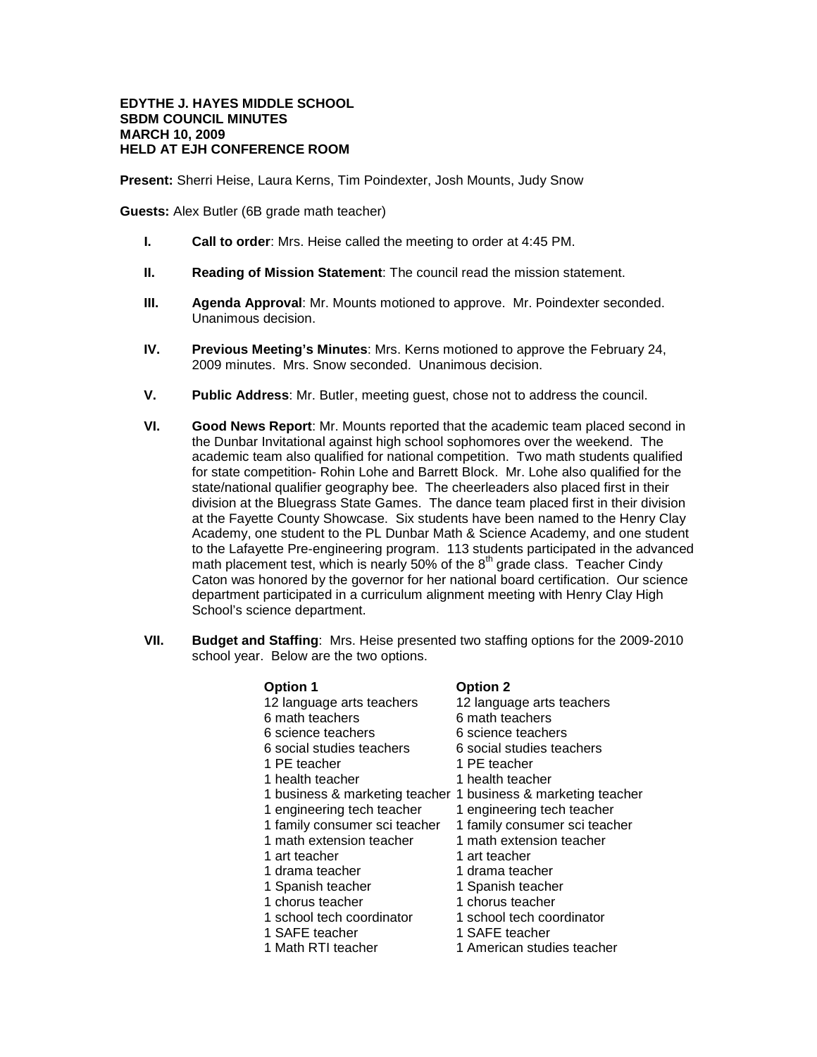**EDYTHE J. HAYES MIDDLE SCHOOL**
**SBDM COUNCIL MINUTES**
**MARCH 10, 2009**
**HELD AT EJH CONFERENCE ROOM**

**Present:** Sherri Heise, Laura Kerns, Tim Poindexter, Josh Mounts, Judy Snow

**Guests:** Alex Butler (6B grade math teacher)

**I. Call to order**: Mrs. Heise called the meeting to order at 4:45 PM.

**II. Reading of Mission Statement**: The council read the mission statement.

**III. Agenda Approval**: Mr. Mounts motioned to approve. Mr. Poindexter seconded. Unanimous decision.

**IV. Previous Meeting's Minutes**: Mrs. Kerns motioned to approve the February 24, 2009 minutes. Mrs. Snow seconded. Unanimous decision.

**V. Public Address**: Mr. Butler, meeting guest, chose not to address the council.

**VI. Good News Report**: Mr. Mounts reported that the academic team placed second in the Dunbar Invitational against high school sophomores over the weekend. The academic team also qualified for national competition. Two math students qualified for state competition- Rohin Lohe and Barrett Block. Mr. Lohe also qualified for the state/national qualifier geography bee. The cheerleaders also placed first in their division at the Bluegrass State Games. The dance team placed first in their division at the Fayette County Showcase. Six students have been named to the Henry Clay Academy, one student to the PL Dunbar Math & Science Academy, and one student to the Lafayette Pre-engineering program. 113 students participated in the advanced math placement test, which is nearly 50% of the 8th grade class. Teacher Cindy Caton was honored by the governor for her national board certification. Our science department participated in a curriculum alignment meeting with Henry Clay High School's science department.

**VII. Budget and Staffing**: Mrs. Heise presented two staffing options for the 2009-2010 school year. Below are the two options.

| Option 1 | Option 2 |
|---|---|
| 12 language arts teachers | 12 language arts teachers |
| 6 math teachers | 6 math teachers |
| 6 science teachers | 6 science teachers |
| 6 social studies teachers | 6 social studies teachers |
| 1 PE teacher | 1 PE teacher |
| 1 health teacher | 1 health teacher |
| 1 business & marketing teacher | 1 business & marketing teacher |
| 1 engineering tech teacher | 1 engineering tech teacher |
| 1 family consumer sci teacher | 1 family consumer sci teacher |
| 1 math extension teacher | 1 math extension teacher |
| 1 art teacher | 1 art teacher |
| 1 drama teacher | 1 drama teacher |
| 1 Spanish teacher | 1 Spanish teacher |
| 1 chorus teacher | 1 chorus teacher |
| 1 school tech coordinator | 1 school tech coordinator |
| 1 SAFE teacher | 1 SAFE teacher |
| 1 Math RTI teacher | 1 American studies teacher |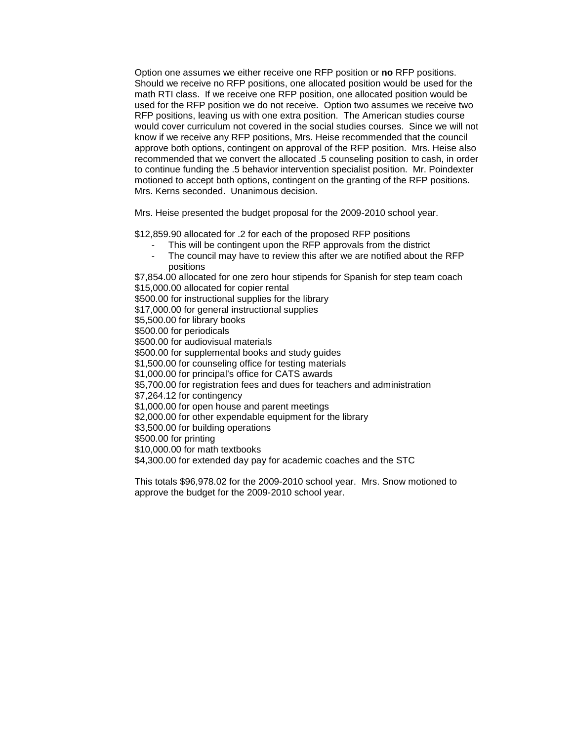Option one assumes we either receive one RFP position or **no** RFP positions. Should we receive no RFP positions, one allocated position would be used for the math RTI class. If we receive one RFP position, one allocated position would be used for the RFP position we do not receive. Option two assumes we receive two RFP positions, leaving us with one extra position. The American studies course would cover curriculum not covered in the social studies courses. Since we will not know if we receive any RFP positions, Mrs. Heise recommended that the council approve both options, contingent on approval of the RFP position. Mrs. Heise also recommended that we convert the allocated .5 counseling position to cash, in order to continue funding the .5 behavior intervention specialist position. Mr. Poindexter motioned to accept both options, contingent on the granting of the RFP positions. Mrs. Kerns seconded. Unanimous decision.

Mrs. Heise presented the budget proposal for the 2009-2010 school year.

$12,859.90 allocated for .2 for each of the proposed RFP positions

- This will be contingent upon the RFP approvals from the district
- The council may have to review this after we are notified about the RFP positions

$7,854.00 allocated for one zero hour stipends for Spanish for step team coach
$15,000.00 allocated for copier rental
$500.00 for instructional supplies for the library
$17,000.00 for general instructional supplies
$5,500.00 for library books
$500.00 for periodicals
$500.00 for audiovisual materials
$500.00 for supplemental books and study guides
$1,500.00 for counseling office for testing materials
$1,000.00 for principal's office for CATS awards
$5,700.00 for registration fees and dues for teachers and administration
$7,264.12 for contingency
$1,000.00 for open house and parent meetings
$2,000.00 for other expendable equipment for the library
$3,500.00 for building operations
$500.00 for printing
$10,000.00 for math textbooks
$4,300.00 for extended day pay for academic coaches and the STC

This totals $96,978.02 for the 2009-2010 school year. Mrs. Snow motioned to approve the budget for the 2009-2010 school year.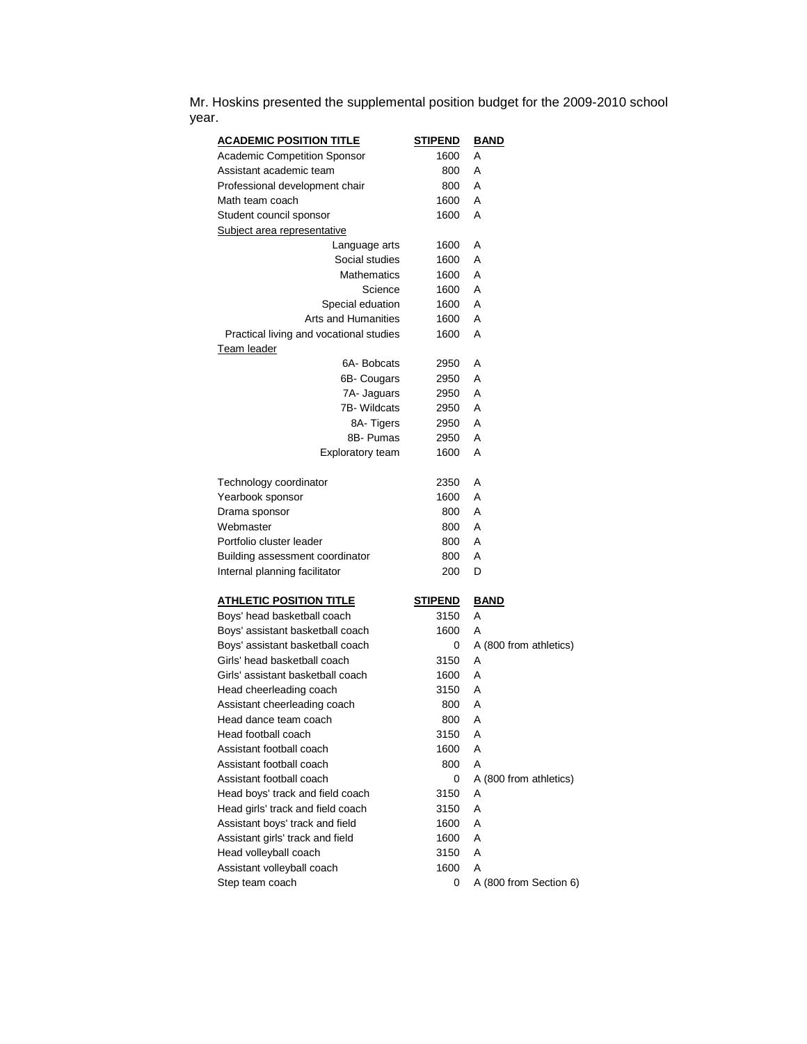Mr. Hoskins presented the supplemental position budget for the 2009-2010 school year.

| ACADEMIC POSITION TITLE | STIPEND | BAND |
|---|---|---|
| Academic Competition Sponsor | 1600 | A |
| Assistant academic team | 800 | A |
| Professional development chair | 800 | A |
| Math team coach | 1600 | A |
| Student council sponsor | 1600 | A |
| Subject area representative | | |
| Language arts | 1600 | A |
| Social studies | 1600 | A |
| Mathematics | 1600 | A |
| Science | 1600 | A |
| Special eduation | 1600 | A |
| Arts and Humanities | 1600 | A |
| Practical living and vocational studies | 1600 | A |
| Team leader | | |
| 6A- Bobcats | 2950 | A |
| 6B- Cougars | 2950 | A |
| 7A- Jaguars | 2950 | A |
| 7B- Wildcats | 2950 | A |
| 8A- Tigers | 2950 | A |
| 8B- Pumas | 2950 | A |
| Exploratory team | 1600 | A |
| | | |
| Technology coordinator | 2350 | A |
| Yearbook sponsor | 1600 | A |
| Drama sponsor | 800 | A |
| Webmaster | 800 | A |
| Portfolio cluster leader | 800 | A |
| Building assessment coordinator | 800 | A |
| Internal planning facilitator | 200 | D |

| ATHLETIC POSITION TITLE | STIPEND | BAND |
|---|---|---|
| Boys' head basketball coach | 3150 | A |
| Boys' assistant basketball coach | 1600 | A |
| Boys' assistant basketball coach | 0 | A (800 from athletics) |
| Girls' head basketball coach | 3150 | A |
| Girls' assistant basketball coach | 1600 | A |
| Head cheerleading coach | 3150 | A |
| Assistant cheerleading coach | 800 | A |
| Head dance team coach | 800 | A |
| Head football coach | 3150 | A |
| Assistant football coach | 1600 | A |
| Assistant football coach | 800 | A |
| Assistant football coach | 0 | A (800 from athletics) |
| Head boys' track and field coach | 3150 | A |
| Head girls' track and field coach | 3150 | A |
| Assistant boys' track and field | 1600 | A |
| Assistant girls' track and field | 1600 | A |
| Head volleyball coach | 3150 | A |
| Assistant volleyball coach | 1600 | A |
| Step team coach | 0 | A (800 from Section 6) |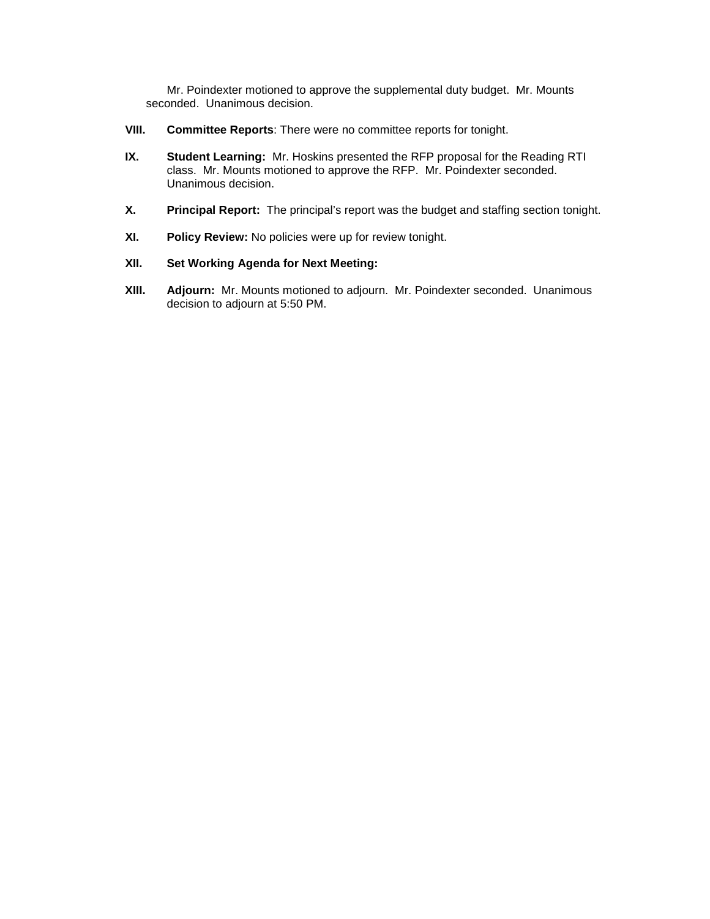Mr. Poindexter motioned to approve the supplemental duty budget. Mr. Mounts seconded. Unanimous decision.

**VIII. Committee Reports**: There were no committee reports for tonight.

**IX. Student Learning:** Mr. Hoskins presented the RFP proposal for the Reading RTI class. Mr. Mounts motioned to approve the RFP. Mr. Poindexter seconded. Unanimous decision.

**X. Principal Report:** The principal's report was the budget and staffing section tonight.

**XI. Policy Review:** No policies were up for review tonight.

**XII. Set Working Agenda for Next Meeting:**

**XIII. Adjourn:** Mr. Mounts motioned to adjourn. Mr. Poindexter seconded. Unanimous decision to adjourn at 5:50 PM.